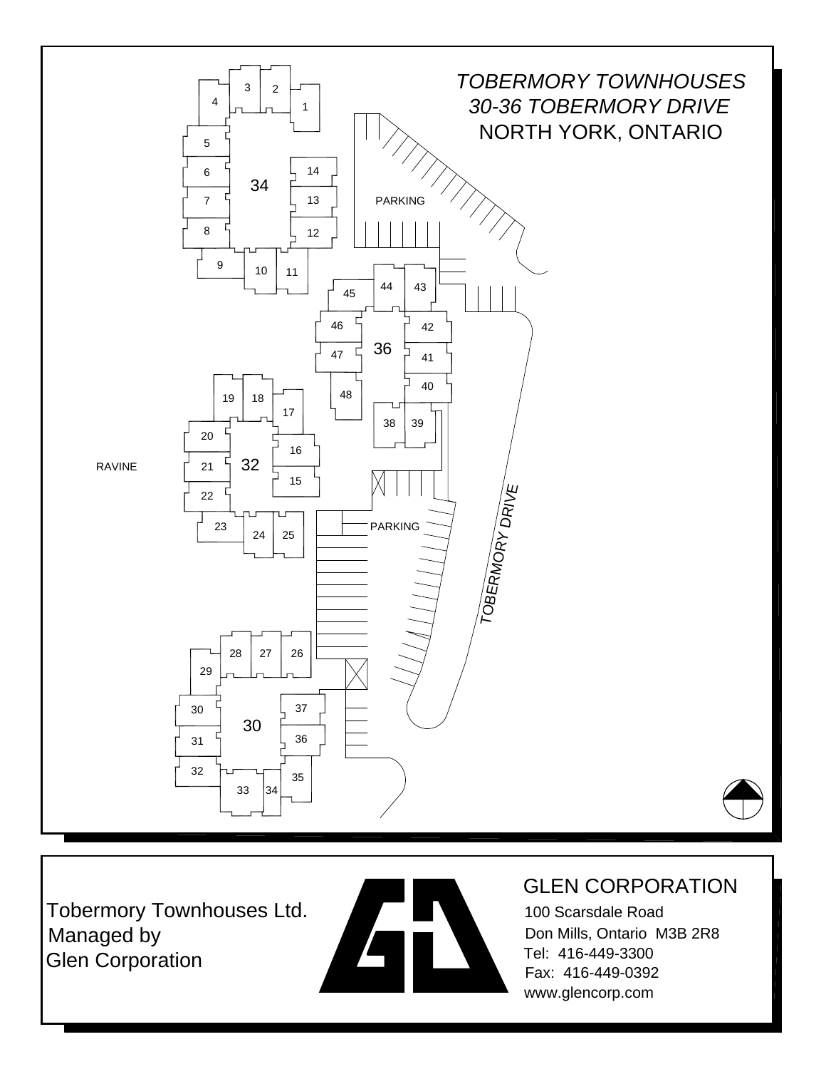# *TOBERMORY TOWNHOUSES*

## *30-36 TOBERMORY DRIVE*

## NORTH YORK, ONTARIO

34

1 2 3 4 5 6 7 8 9 10 11 12 13 14

PARKING

36

38 39 40 41 42 43 44 45 46 47 48

32

15 16 17 18 19 20 21 22 23 24 25

RAVINE

PARKING

*TOBERMORY DRIVE*

30

26 27 28 29 30 31 32 33 34 35 36 37

---

Tobermory Townhouses Ltd.
Managed by
Glen Corporation

## GLEN CORPORATION

100 Scarsdale Road
Don Mills, Ontario M3B 2R8
Tel: 416-449-3300
Fax: 416-449-0392
www.glencorp.com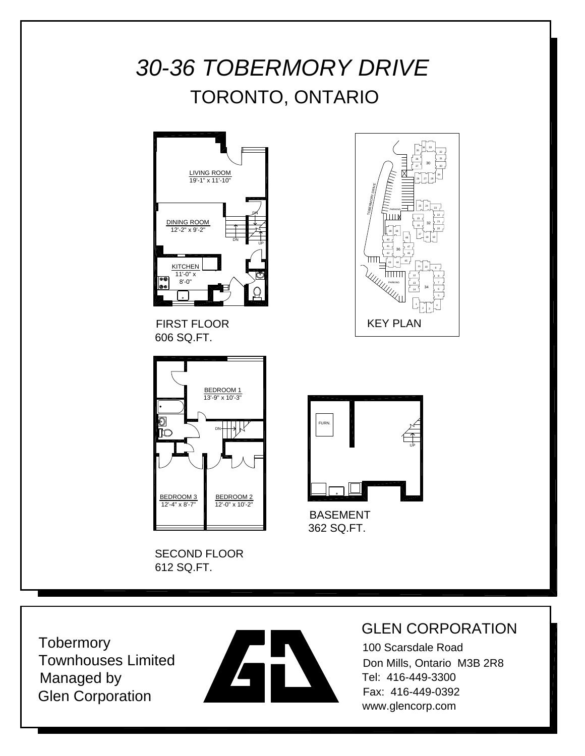# *30-36 TOBERMORY DRIVE*

## TORONTO, ONTARIO

LIVING ROOM
19'-1" x 11'-10"

DINING ROOM
12'-2" x 9'-2"

KITCHEN
11'-0" x
8'-0"

FIRST FLOOR
606 SQ.FT.

KEY PLAN

BEDROOM 1
13'-9" x 10'-3"

BEDROOM 3
12'-4" x 8'-7"

BEDROOM 2
12'-0" x 10'-2"

SECOND FLOOR
612 SQ.FT.

FURN.

BASEMENT
362 SQ.FT.

Tobermory
Townhouses Limited
Managed by
Glen Corporation

## GLEN CORPORATION

100 Scarsdale Road
Don Mills, Ontario M3B 2R8
Tel: 416-449-3300
Fax: 416-449-0392
www.glencorp.com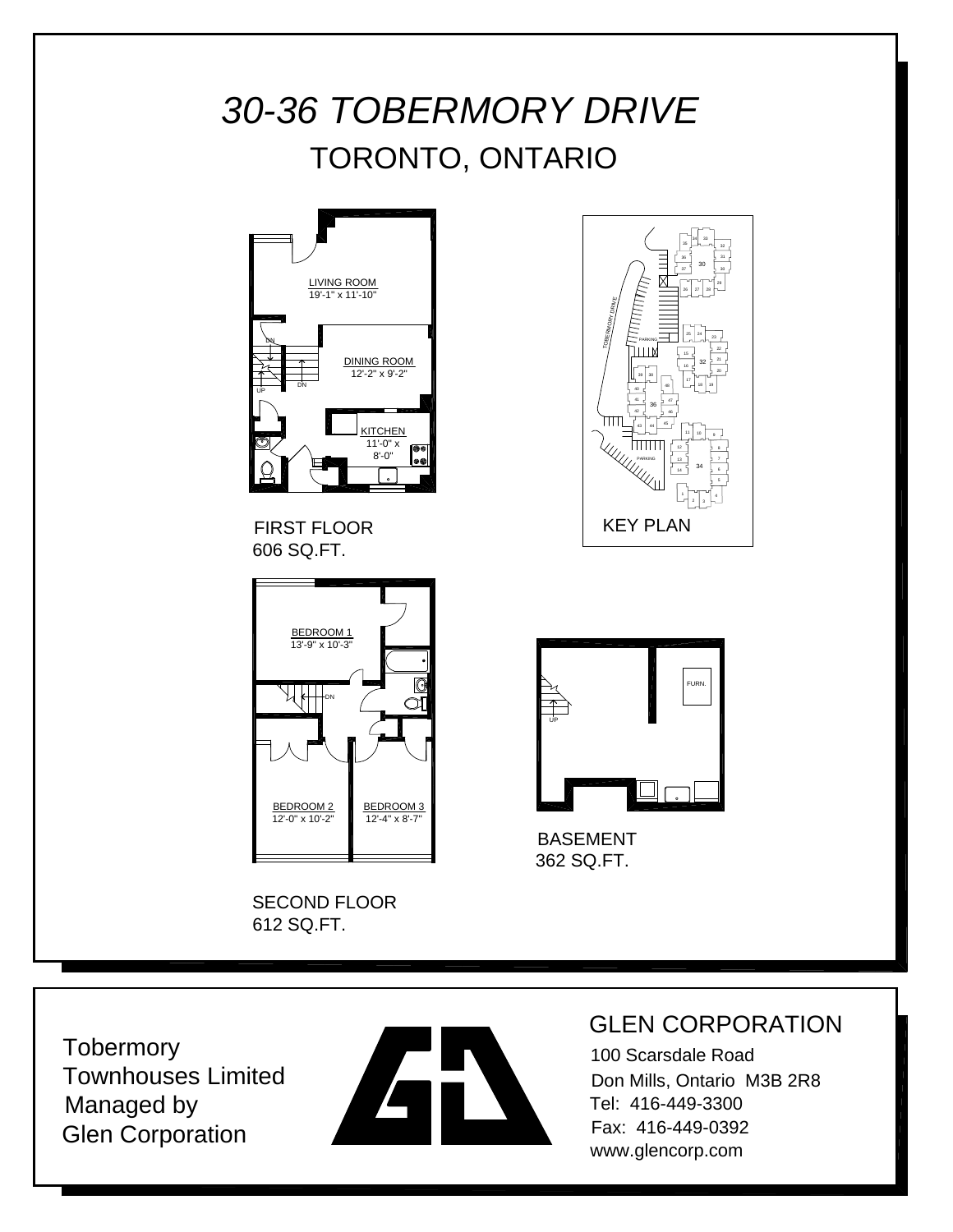# *30-36 TOBERMORY DRIVE*

## TORONTO, ONTARIO

LIVING ROOM
19'-1" x 11'-10"

DINING ROOM
12'-2" x 9'-2"

KITCHEN
11'-0" x 8'-0"

FIRST FLOOR
606 SQ.FT.

KEY PLAN

BEDROOM 1
13'-9" x 10'-3"

BEDROOM 2
12'-0" x 10'-2"

BEDROOM 3
12'-4" x 8'-7"

SECOND FLOOR
612 SQ.FT.

FURN.

BASEMENT
362 SQ.FT.

Tobermory
Townhouses Limited
Managed by
Glen Corporation

GLEN CORPORATION
100 Scarsdale Road
Don Mills, Ontario M3B 2R8
Tel: 416-449-3300
Fax: 416-449-0392
www.glencorp.com